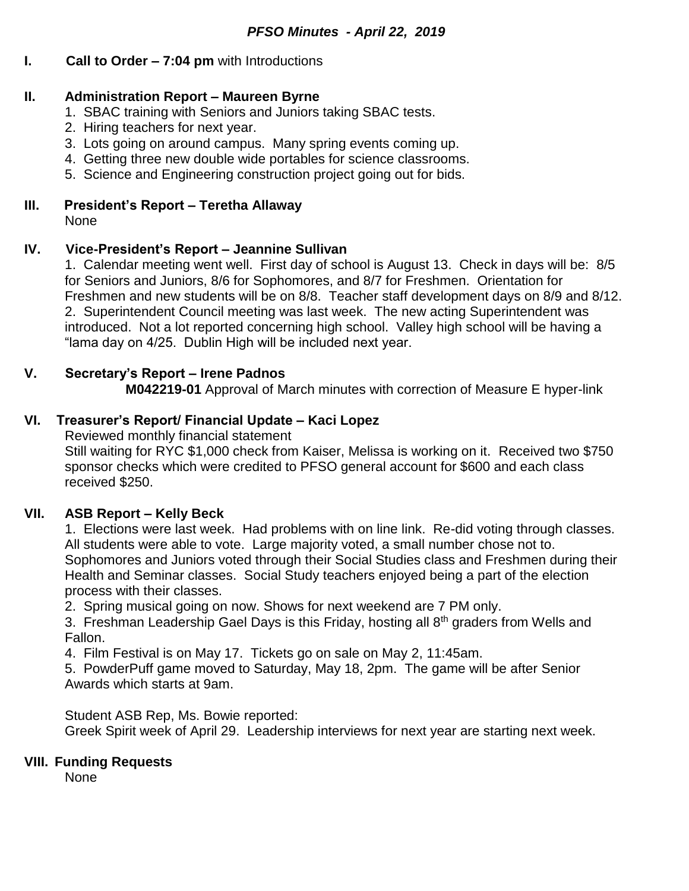## *PFSO Minutes - April 22, 2019*

**I. Call to Order – 7:04 pm** with Introductions

**II. Administration Report – Maureen Byrne**

1. SBAC training with Seniors and Juniors taking SBAC tests.
2. Hiring teachers for next year.
3. Lots going on around campus. Many spring events coming up.
4. Getting three new double wide portables for science classrooms.
5. Science and Engineering construction project going out for bids.

**III. President's Report – Teretha Allaway**

None

**IV. Vice-President's Report – Jeannine Sullivan**

1. Calendar meeting went well. First day of school is August 13. Check in days will be: 8/5 for Seniors and Juniors, 8/6 for Sophomores, and 8/7 for Freshmen. Orientation for Freshmen and new students will be on 8/8. Teacher staff development days on 8/9 and 8/12.
2. Superintendent Council meeting was last week. The new acting Superintendent was introduced. Not a lot reported concerning high school. Valley high school will be having a "lama day on 4/25. Dublin High will be included next year.

**V. Secretary's Report – Irene Padnos**

**M042219-01** Approval of March minutes with correction of Measure E hyper-link

**VI. Treasurer's Report/ Financial Update – Kaci Lopez**

Reviewed monthly financial statement

Still waiting for RYC $1,000 check from Kaiser, Melissa is working on it. Received two $750 sponsor checks which were credited to PFSO general account for $600 and each class received $250.

**VII. ASB Report – Kelly Beck**

1. Elections were last week. Had problems with on line link. Re-did voting through classes. All students were able to vote. Large majority voted, a small number chose not to. Sophomores and Juniors voted through their Social Studies class and Freshmen during their Health and Seminar classes. Social Study teachers enjoyed being a part of the election process with their classes.
2. Spring musical going on now. Shows for next weekend are 7 PM only.
3. Freshman Leadership Gael Days is this Friday, hosting all 8th graders from Wells and Fallon.
4. Film Festival is on May 17. Tickets go on sale on May 2, 11:45am.
5. PowderPuff game moved to Saturday, May 18, 2pm. The game will be after Senior Awards which starts at 9am.

Student ASB Rep, Ms. Bowie reported:

Greek Spirit week of April 29. Leadership interviews for next year are starting next week.

**VIII. Funding Requests**

None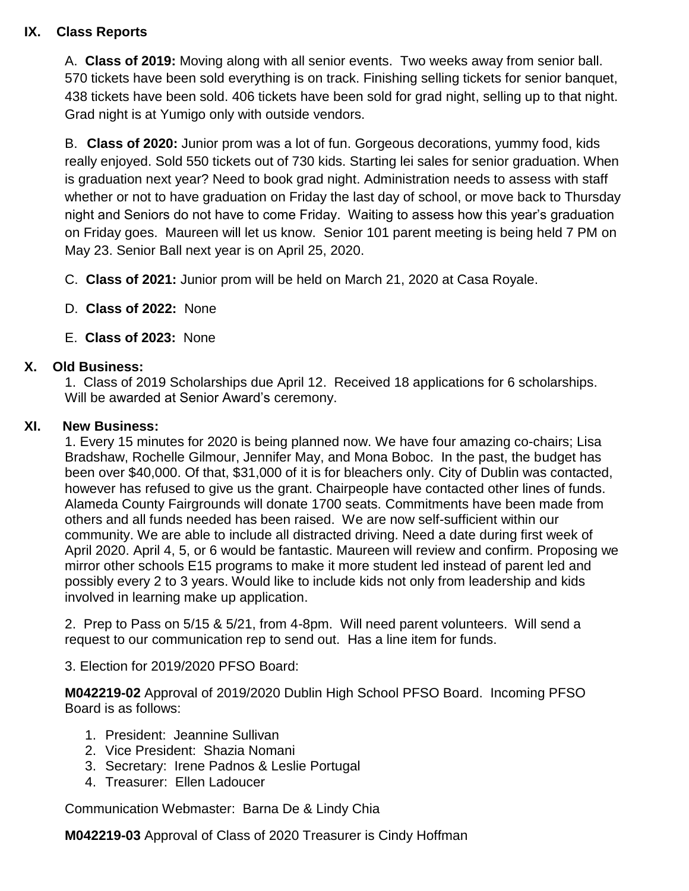## IX. Class Reports

A. **Class of 2019:** Moving along with all senior events. Two weeks away from senior ball. 570 tickets have been sold everything is on track. Finishing selling tickets for senior banquet, 438 tickets have been sold. 406 tickets have been sold for grad night, selling up to that night. Grad night is at Yumigo only with outside vendors.

B. **Class of 2020:** Junior prom was a lot of fun. Gorgeous decorations, yummy food, kids really enjoyed. Sold 550 tickets out of 730 kids. Starting lei sales for senior graduation. When is graduation next year? Need to book grad night. Administration needs to assess with staff whether or not to have graduation on Friday the last day of school, or move back to Thursday night and Seniors do not have to come Friday. Waiting to assess how this year's graduation on Friday goes. Maureen will let us know. Senior 101 parent meeting is being held 7 PM on May 23. Senior Ball next year is on April 25, 2020.

C. **Class of 2021:** Junior prom will be held on March 21, 2020 at Casa Royale.

D. **Class of 2022:** None

E. **Class of 2023:** None

## X. Old Business:

1. Class of 2019 Scholarships due April 12. Received 18 applications for 6 scholarships. Will be awarded at Senior Award's ceremony.

## XI. New Business:

1. Every 15 minutes for 2020 is being planned now. We have four amazing co-chairs; Lisa Bradshaw, Rochelle Gilmour, Jennifer May, and Mona Boboc. In the past, the budget has been over $40,000. Of that, $31,000 of it is for bleachers only. City of Dublin was contacted, however has refused to give us the grant. Chairpeople have contacted other lines of funds. Alameda County Fairgrounds will donate 1700 seats. Commitments have been made from others and all funds needed has been raised. We are now self-sufficient within our community. We are able to include all distracted driving. Need a date during first week of April 2020. April 4, 5, or 6 would be fantastic. Maureen will review and confirm. Proposing we mirror other schools E15 programs to make it more student led instead of parent led and possibly every 2 to 3 years. Would like to include kids not only from leadership and kids involved in learning make up application.

2. Prep to Pass on 5/15 & 5/21, from 4-8pm. Will need parent volunteers. Will send a request to our communication rep to send out. Has a line item for funds.

3. Election for 2019/2020 PFSO Board:

**M042219-02** Approval of 2019/2020 Dublin High School PFSO Board. Incoming PFSO Board is as follows:

1. President: Jeannine Sullivan
2. Vice President: Shazia Nomani
3. Secretary: Irene Padnos & Leslie Portugal
4. Treasurer: Ellen Ladoucer

Communication Webmaster: Barna De & Lindy Chia

**M042219-03** Approval of Class of 2020 Treasurer is Cindy Hoffman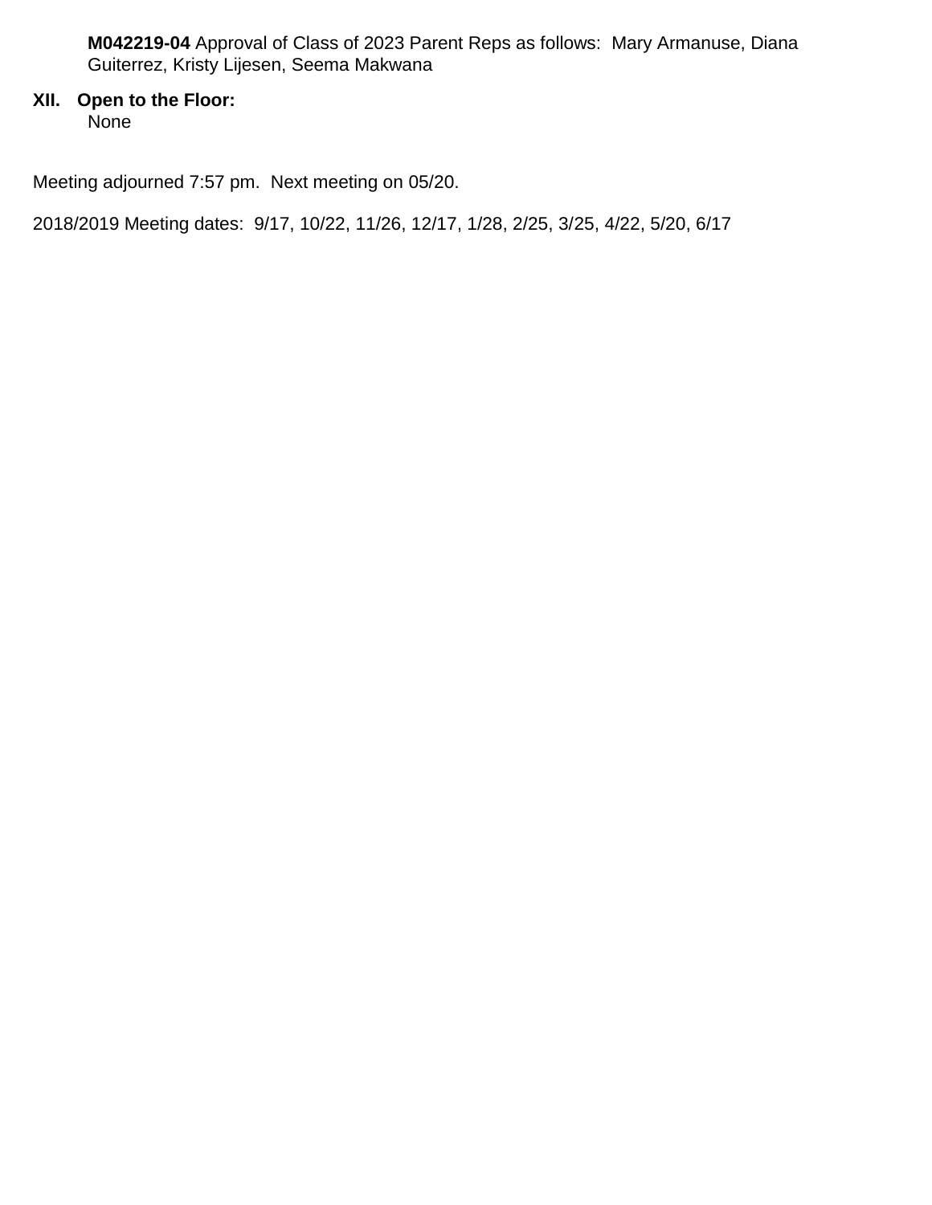**M042219-04** Approval of Class of 2023 Parent Reps as follows: Mary Armanuse, Diana Guiterrez, Kristy Lijesen, Seema Makwana

**XII. Open to the Floor:**

None

Meeting adjourned 7:57 pm. Next meeting on 05/20.

2018/2019 Meeting dates: 9/17, 10/22, 11/26, 12/17, 1/28, 2/25, 3/25, 4/22, 5/20, 6/17